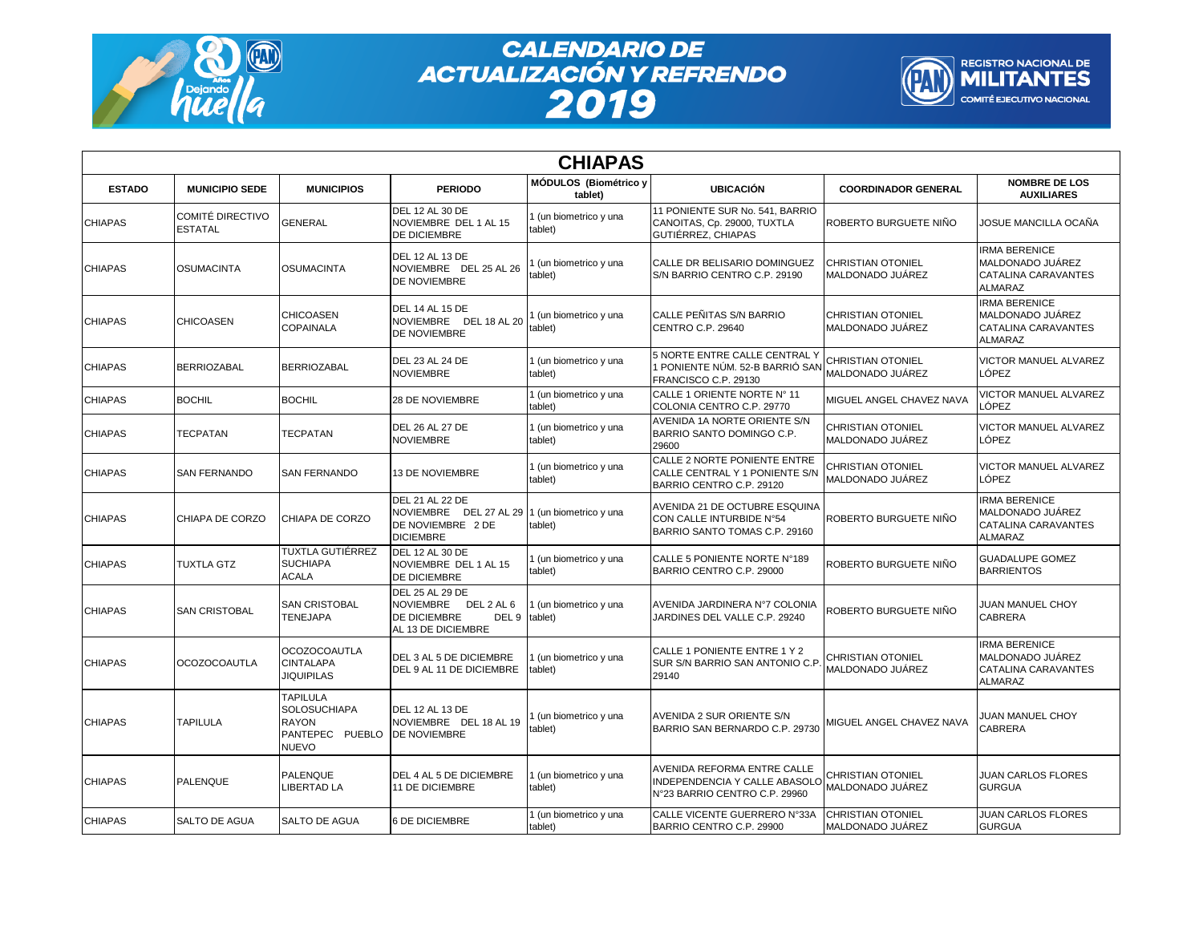# CALENDARIO DE ACTUALIZACIÓN Y REFRENDO 2019

REGISTRO NACIONAL DE MILITANTES
COMITÉ EJECUTIVO NACIONAL

## CHIAPAS

| ESTADO | MUNICIPIO SEDE | MUNICIPIOS | PERIODO | MÓDULOS (Biométrico y tablet) | UBICACIÓN | COORDINADOR GENERAL | NOMBRE DE LOS AUXILIARES |
|---|---|---|---|---|---|---|---|
| CHIAPAS | COMITÉ DIRECTIVO ESTATAL | GENERAL | DEL 12 AL 30 DE NOVIEMBRE DEL 1 AL 15 DE DICIEMBRE | 1 (un biometrico y una tablet) | 11 PONIENTE SUR No. 541, BARRIO CANOITAS, Cp. 29000, TUXTLA GUTIÉRREZ, CHIAPAS | ROBERTO BURGUETE NIÑO | JOSUE MANCILLA OCAÑA |
| CHIAPAS | OSUMACINTA | OSUMACINTA | DEL 12 AL 13 DE NOVIEMBRE DEL 25 AL 26 DE NOVIEMBRE | 1 (un biometrico y una tablet) | CALLE DR BELISARIO DOMINGUEZ S/N BARRIO CENTRO C.P. 29190 | CHRISTIAN OTONIEL MALDONADO JUÁREZ | IRMA BERENICE MALDONADO JUÁREZ CATALINA CARAVANTES ALMARAZ |
| CHIAPAS | CHICOASEN | CHICOASEN COPAINALA | DEL 14 AL 15 DE NOVIEMBRE DEL 18 AL 20 DE NOVIEMBRE | 1 (un biometrico y una tablet) | CALLE PEÑITAS S/N BARRIO CENTRO C.P. 29640 | CHRISTIAN OTONIEL MALDONADO JUÁREZ | IRMA BERENICE MALDONADO JUÁREZ CATALINA CARAVANTES ALMARAZ |
| CHIAPAS | BERRIOZABAL | BERRIOZABAL | DEL 23 AL 24 DE NOVIEMBRE | 1 (un biometrico y una tablet) | 5 NORTE ENTRE CALLE CENTRAL Y 1 PONIENTE NÚM. 52-B BARRIÓ SAN FRANCISCO C.P. 29130 | CHRISTIAN OTONIEL MALDONADO JUÁREZ | VICTOR MANUEL ALVAREZ LÓPEZ |
| CHIAPAS | BOCHIL | BOCHIL | 28 DE NOVIEMBRE | 1 (un biometrico y una tablet) | CALLE 1 ORIENTE NORTE N° 11 COLONIA CENTRO C.P. 29770 | MIGUEL ANGEL CHAVEZ NAVA | VICTOR MANUEL ALVAREZ LÓPEZ |
| CHIAPAS | TECPATAN | TECPATAN | DEL 26 AL 27 DE NOVIEMBRE | 1 (un biometrico y una tablet) | AVENIDA 1A NORTE ORIENTE S/N BARRIO SANTO DOMINGO C.P. 29600 | CHRISTIAN OTONIEL MALDONADO JUÁREZ | VICTOR MANUEL ALVAREZ LÓPEZ |
| CHIAPAS | SAN FERNANDO | SAN FERNANDO | 13 DE NOVIEMBRE | 1 (un biometrico y una tablet) | CALLE 2 NORTE PONIENTE ENTRE CALLE CENTRAL Y 1 PONIENTE S/N BARRIO CENTRO C.P. 29120 | CHRISTIAN OTONIEL MALDONADO JUÁREZ | VICTOR MANUEL ALVAREZ LÓPEZ |
| CHIAPAS | CHIAPA DE CORZO | CHIAPA DE CORZO | DEL 21 AL 22 DE NOVIEMBRE DEL 27 AL 29 DE NOVIEMBRE 2 DE DICIEMBRE | 1 (un biometrico y una tablet) | AVENIDA 21 DE OCTUBRE ESQUINA CON CALLE INTURBIDE N°54 BARRIO SANTO TOMAS C.P. 29160 | ROBERTO BURGUETE NIÑO | IRMA BERENICE MALDONADO JUÁREZ CATALINA CARAVANTES ALMARAZ |
| CHIAPAS | TUXTLA GTZ | TUXTLA GUTIÉRREZ SUCHIAPA ACALA | DEL 12 AL 30 DE NOVIEMBRE DEL 1 AL 15 DE DICIEMBRE | 1 (un biometrico y una tablet) | CALLE 5 PONIENTE NORTE N°189 BARRIO CENTRO C.P. 29000 | ROBERTO BURGUETE NIÑO | GUADALUPE GOMEZ BARRIENTOS |
| CHIAPAS | SAN CRISTOBAL | SAN CRISTOBAL TENEJAPA | DEL 25 AL 29 DE NOVIEMBRE DEL 2 AL 6 DE DICIEMBRE DEL 9 AL 13 DE DICIEMBRE | 1 (un biometrico y una tablet) | AVENIDA JARDINERA N°7 COLONIA JARDINES DEL VALLE C.P. 29240 | ROBERTO BURGUETE NIÑO | JUAN MANUEL CHOY CABRERA |
| CHIAPAS | OCOZOCOAUTLA | OCOZOCOAUTLA CINTALAPA JIQUIPILAS | DEL 3 AL 5 DE DICIEMBRE DEL 9 AL 11 DE DICIEMBRE | 1 (un biometrico y una tablet) | CALLE 1 PONIENTE ENTRE 1 Y 2 SUR S/N BARRIO SAN ANTONIO C.P. 29140 | CHRISTIAN OTONIEL MALDONADO JUÁREZ | IRMA BERENICE MALDONADO JUÁREZ CATALINA CARAVANTES ALMARAZ |
| CHIAPAS | TAPILULA | TAPILULA SOLOSUCHIAPA RAYON PANTEPEC PUEBLO NUEVO | DEL 12 AL 13 DE NOVIEMBRE DEL 18 AL 19 DE NOVIEMBRE | 1 (un biometrico y una tablet) | AVENIDA 2 SUR ORIENTE S/N BARRIO SAN BERNARDO C.P. 29730 | MIGUEL ANGEL CHAVEZ NAVA | JUAN MANUEL CHOY CABRERA |
| CHIAPAS | PALENQUE | PALENQUE LIBERTAD LA | DEL 4 AL 5 DE DICIEMBRE 11 DE DICIEMBRE | 1 (un biometrico y una tablet) | AVENIDA REFORMA ENTRE CALLE INDEPENDENCIA Y CALLE ABASOLO N°23 BARRIO CENTRO C.P. 29960 | CHRISTIAN OTONIEL MALDONADO JUÁREZ | JUAN CARLOS FLORES GURGUA |
| CHIAPAS | SALTO DE AGUA | SALTO DE AGUA | 6 DE DICIEMBRE | 1 (un biometrico y una tablet) | CALLE VICENTE GUERRERO N°33A BARRIO CENTRO C.P. 29900 | CHRISTIAN OTONIEL MALDONADO JUÁREZ | JUAN CARLOS FLORES GURGUA |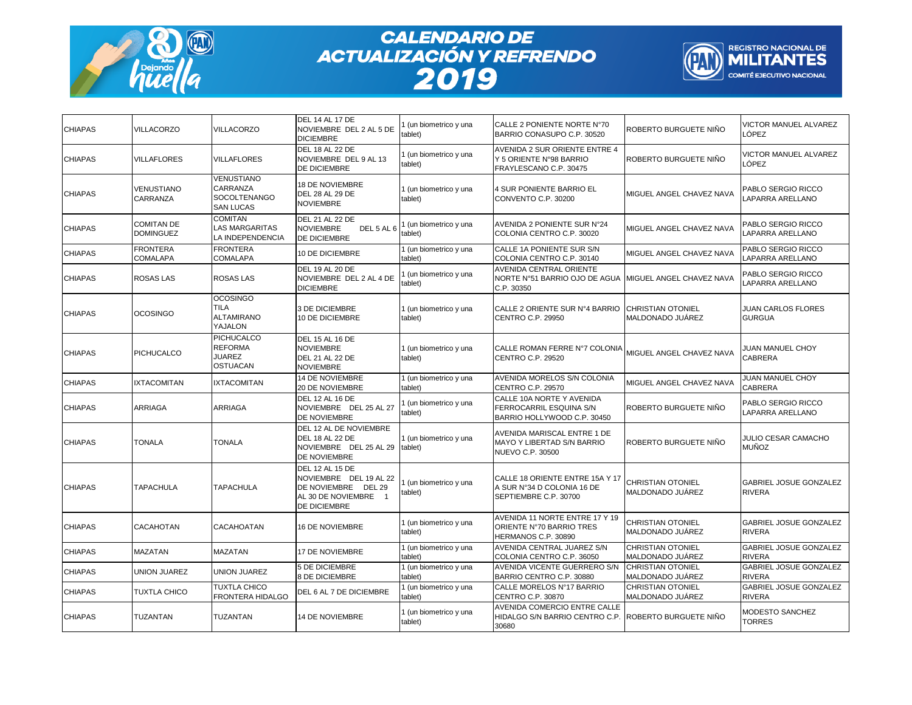# CALENDARIO DE ACTUALIZACIÓN Y REFRENDO 2019

REGISTRO NACIONAL DE MILITANTES
COMITÉ EJECUTIVO NACIONAL

| | | | | | | | |
|---|---|---|---|---|---|---|---|
| CHIAPAS | VILLACORZO | VILLACORZO | DEL 14 AL 17 DE NOVIEMBRE DEL 2 AL 5 DE DICIEMBRE | 1 (un biometrico y una tablet) | CALLE 2 PONIENTE NORTE N°70 BARRIO CONASUPO C.P. 30520 | ROBERTO BURGUETE NIÑO | VICTOR MANUEL ALVAREZ LÓPEZ |
| CHIAPAS | VILLAFLORES | VILLAFLORES | DEL 18 AL 22 DE NOVIEMBRE DEL 9 AL 13 DE DICIEMBRE | 1 (un biometrico y una tablet) | AVENIDA 2 SUR ORIENTE ENTRE 4 Y 5 ORIENTE N°98 BARRIO FRAYLESCANO C.P. 30475 | ROBERTO BURGUETE NIÑO | VICTOR MANUEL ALVAREZ LÓPEZ |
| CHIAPAS | VENUSTIANO CARRANZA | VENUSTIANO CARRANZA SOCOLTENANGO SAN LUCAS | 18 DE NOVIEMBRE DEL 28 AL 29 DE NOVIEMBRE | 1 (un biometrico y una tablet) | 4 SUR PONIENTE BARRIO EL CONVENTO C.P. 30200 | MIGUEL ANGEL CHAVEZ NAVA | PABLO SERGIO RICCO LAPARRA ARELLANO |
| CHIAPAS | COMITAN DE DOMINGUEZ | COMITAN LAS MARGARITAS LA INDEPENDENCIA | DEL 21 AL 22 DE NOVIEMBRE DEL 5 AL 6 DE DICIEMBRE | 1 (un biometrico y una tablet) | AVENIDA 2 PONIENTE SUR N°24 COLONIA CENTRO C.P. 30020 | MIGUEL ANGEL CHAVEZ NAVA | PABLO SERGIO RICCO LAPARRA ARELLANO |
| CHIAPAS | FRONTERA COMALAPA | FRONTERA COMALAPA | 10 DE DICIEMBRE | 1 (un biometrico y una tablet) | CALLE 1A PONIENTE SUR S/N COLONIA CENTRO C.P. 30140 | MIGUEL ANGEL CHAVEZ NAVA | PABLO SERGIO RICCO LAPARRA ARELLANO |
| CHIAPAS | ROSAS LAS | ROSAS LAS | DEL 19 AL 20 DE NOVIEMBRE DEL 2 AL 4 DE DICIEMBRE | 1 (un biometrico y una tablet) | AVENIDA CENTRAL ORIENTE NORTE N°51 BARRIO OJO DE AGUA C.P. 30350 | MIGUEL ANGEL CHAVEZ NAVA | PABLO SERGIO RICCO LAPARRA ARELLANO |
| CHIAPAS | OCOSINGO | OCOSINGO TILA ALTAMIRANO YAJALON | 3 DE DICIEMBRE 10 DE DICIEMBRE | 1 (un biometrico y una tablet) | CALLE 2 ORIENTE SUR N°4 BARRIO CENTRO C.P. 29950 | CHRISTIAN OTONIEL MALDONADO JUÁREZ | JUAN CARLOS FLORES GURGUA |
| CHIAPAS | PICHUCALCO | PICHUCALCO REFORMA JUAREZ OSTUACAN | DEL 15 AL 16 DE NOVIEMBRE DEL 21 AL 22 DE NOVIEMBRE | 1 (un biometrico y una tablet) | CALLE ROMAN FERRE N°7 COLONIA CENTRO C.P. 29520 | MIGUEL ANGEL CHAVEZ NAVA | JUAN MANUEL CHOY CABRERA |
| CHIAPAS | IXTACOMITAN | IXTACOMITAN | 14 DE NOVIEMBRE 20 DE NOVIEMBRE | 1 (un biometrico y una tablet) | AVENIDA MORELOS S/N COLONIA CENTRO C.P. 29570 | MIGUEL ANGEL CHAVEZ NAVA | JUAN MANUEL CHOY CABRERA |
| CHIAPAS | ARRIAGA | ARRIAGA | DEL 12 AL 16 DE NOVIEMBRE DEL 25 AL 27 DE NOVIEMBRE | 1 (un biometrico y una tablet) | CALLE 10A NORTE Y AVENIDA FERROCARRIL ESQUINA S/N BARRIO HOLLYWOOD C.P. 30450 | ROBERTO BURGUETE NIÑO | PABLO SERGIO RICCO LAPARRA ARELLANO |
| CHIAPAS | TONALA | TONALA | DEL 12 AL DE NOVIEMBRE DEL 18 AL 22 DE NOVIEMBRE DEL 25 AL 29 DE NOVIEMBRE | 1 (un biometrico y una tablet) | AVENIDA MARISCAL ENTRE 1 DE MAYO Y LIBERTAD S/N BARRIO NUEVO C.P. 30500 | ROBERTO BURGUETE NIÑO | JULIO CESAR CAMACHO MUÑOZ |
| CHIAPAS | TAPACHULA | TAPACHULA | DEL 12 AL 15 DE NOVIEMBRE DEL 19 AL 22 DE NOVIEMBRE DEL 29 AL 30 DE NOVIEMBRE 1 DE DICIEMBRE | 1 (un biometrico y una tablet) | CALLE 18 ORIENTE ENTRE 15A Y 17 A SUR N°34 D COLONIA 16 DE SEPTIEMBRE C.P. 30700 | CHRISTIAN OTONIEL MALDONADO JUÁREZ | GABRIEL JOSUE GONZALEZ RIVERA |
| CHIAPAS | CACAHOTAN | CACAHOATAN | 16 DE NOVIEMBRE | 1 (un biometrico y una tablet) | AVENIDA 11 NORTE ENTRE 17 Y 19 ORIENTE N°70 BARRIO TRES HERMANOS C.P. 30890 | CHRISTIAN OTONIEL MALDONADO JUÁREZ | GABRIEL JOSUE GONZALEZ RIVERA |
| CHIAPAS | MAZATAN | MAZATAN | 17 DE NOVIEMBRE | 1 (un biometrico y una tablet) | AVENIDA CENTRAL JUAREZ S/N COLONIA CENTRO C.P. 36050 | CHRISTIAN OTONIEL MALDONADO JUÁREZ | GABRIEL JOSUE GONZALEZ RIVERA |
| CHIAPAS | UNION JUAREZ | UNION JUAREZ | 5 DE DICIEMBRE 8 DE DICIEMBRE | 1 (un biometrico y una tablet) | AVENIDA VICENTE GUERRERO S/N BARRIO CENTRO C.P. 30880 | CHRISTIAN OTONIEL MALDONADO JUÁREZ | GABRIEL JOSUE GONZALEZ RIVERA |
| CHIAPAS | TUXTLA CHICO | TUXTLA CHICO FRONTERA HIDALGO | DEL 6 AL 7 DE DICIEMBRE | 1 (un biometrico y una tablet) | CALLE MORELOS N°17 BARRIO CENTRO C.P. 30870 | CHRISTIAN OTONIEL MALDONADO JUÁREZ | GABRIEL JOSUE GONZALEZ RIVERA |
| CHIAPAS | TUZANTAN | TUZANTAN | 14 DE NOVIEMBRE | 1 (un biometrico y una tablet) | AVENIDA COMERCIO ENTRE CALLE HIDALGO S/N BARRIO CENTRO C.P. 30680 | ROBERTO BURGUETE NIÑO | MODESTO SANCHEZ TORRES |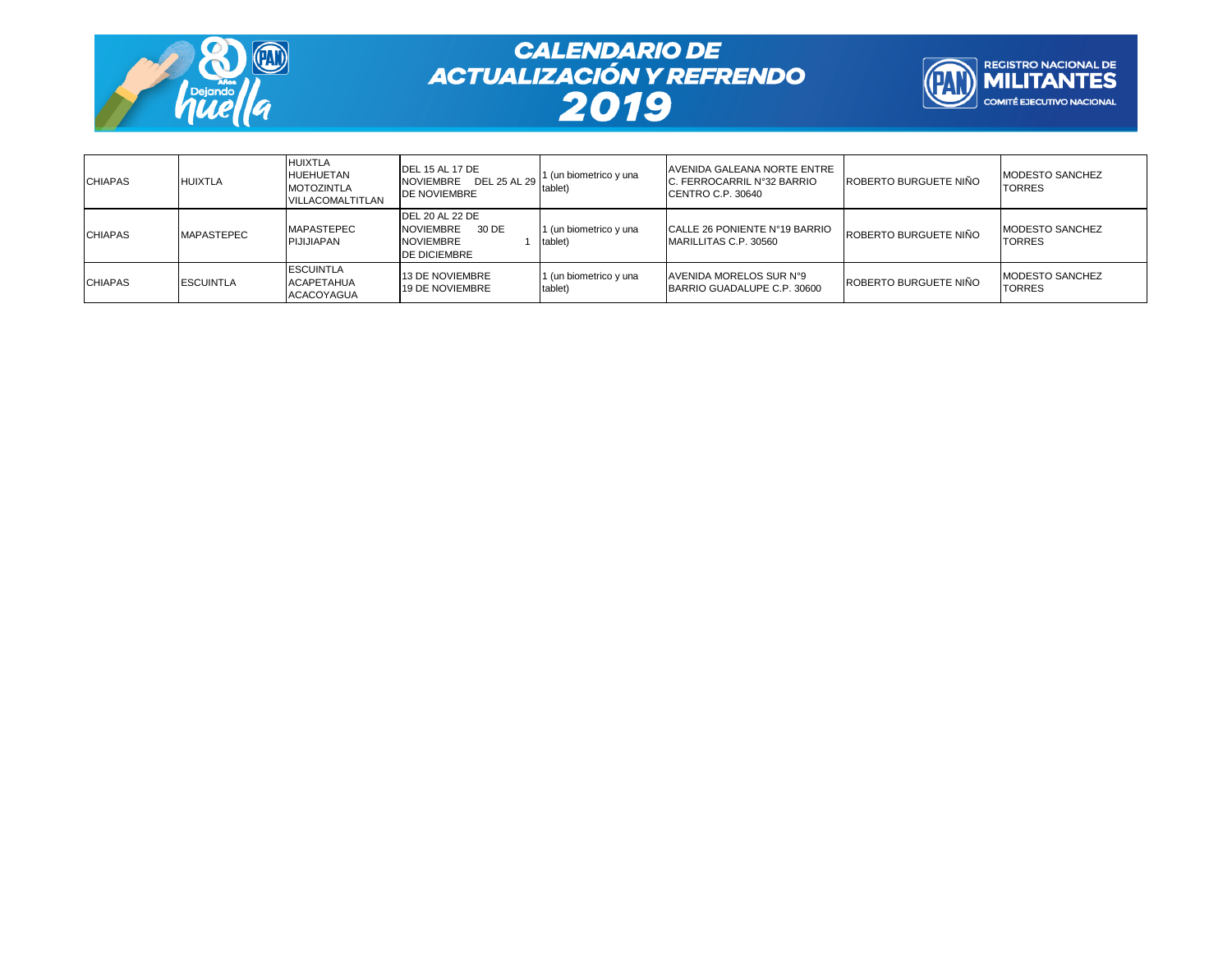# CALENDARIO DE ACTUALIZACIÓN Y REFRENDO 2019

REGISTRO NACIONAL DE MILITANTES
COMITÉ EJECUTIVO NACIONAL

| | | | | | | | |
|---|---|---|---|---|---|---|---|
| CHIAPAS | HUIXTLA | HUIXTLA HUEHUETAN MOTOZINTLA VILLACOMALTITLAN | DEL 15 AL 17 DE NOVIEMBRE DEL 25 AL 29 DE NOVIEMBRE | 1 (un biometrico y una tablet) | AVENIDA GALEANA NORTE ENTRE C. FERROCARRIL N°32 BARRIO CENTRO C.P. 30640 | ROBERTO BURGUETE NIÑO | MODESTO SANCHEZ TORRES |
| CHIAPAS | MAPASTEPEC | MAPASTEPEC PIJIJIAPAN | DEL 20 AL 22 DE NOVIEMBRE 30 DE NOVIEMBRE 1 DE DICIEMBRE | 1 (un biometrico y una tablet) | CALLE 26 PONIENTE N°19 BARRIO MARILLITAS C.P. 30560 | ROBERTO BURGUETE NIÑO | MODESTO SANCHEZ TORRES |
| CHIAPAS | ESCUINTLA | ESCUINTLA ACAPETAHUA ACACOYAGUA | 13 DE NOVIEMBRE 19 DE NOVIEMBRE | 1 (un biometrico y una tablet) | AVENIDA MORELOS SUR N°9 BARRIO GUADALUPE C.P. 30600 | ROBERTO BURGUETE NIÑO | MODESTO SANCHEZ TORRES |